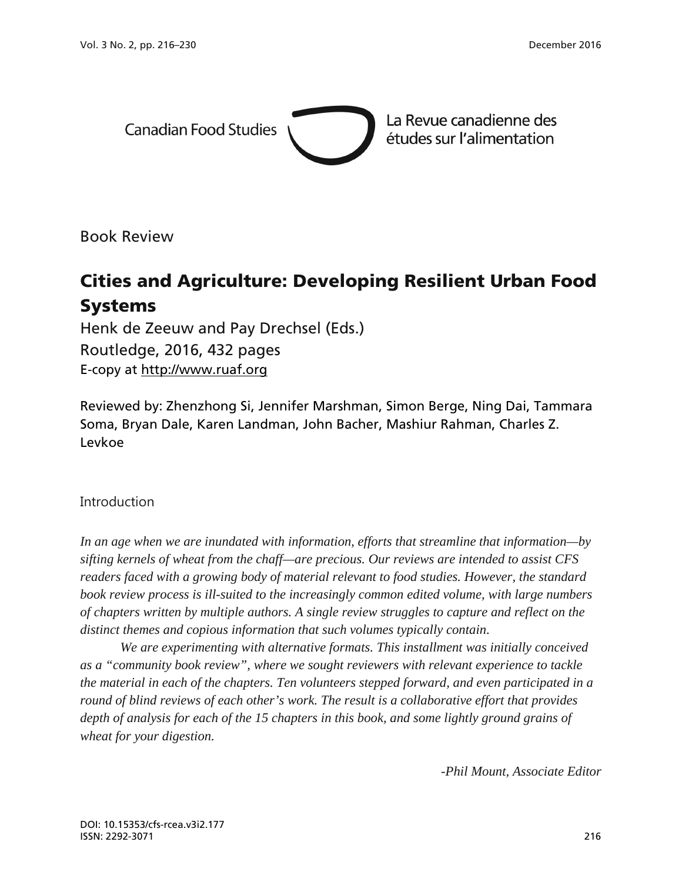Canadian Food Studies

La Revue canadienne des études sur l'alimentation

Book Review

# Cities and Agriculture: Developing Resilient Urban Food Systems

Henk de Zeeuw and Pay Drechsel (Eds.)
Routledge, 2016, 432 pages
E-copy at http://www.ruaf.org

Reviewed by: Zhenzhong Si, Jennifer Marshman, Simon Berge, Ning Dai, Tammara Soma, Bryan Dale, Karen Landman, John Bacher, Mashiur Rahman, Charles Z. Levkoe

## Introduction

*In an age when we are inundated with information, efforts that streamline that information—by sifting kernels of wheat from the chaff—are precious. Our reviews are intended to assist CFS readers faced with a growing body of material relevant to food studies. However, the standard book review process is ill-suited to the increasingly common edited volume, with large numbers of chapters written by multiple authors. A single review struggles to capture and reflect on the distinct themes and copious information that such volumes typically contain.*

*We are experimenting with alternative formats. This installment was initially conceived as a "community book review", where we sought reviewers with relevant experience to tackle the material in each of the chapters. Ten volunteers stepped forward, and even participated in a round of blind reviews of each other's work. The result is a collaborative effort that provides depth of analysis for each of the 15 chapters in this book, and some lightly ground grains of wheat for your digestion.*

*-Phil Mount, Associate Editor*

DOI: 10.15353/cfs-rcea.v3i2.177
ISSN: 2292-3071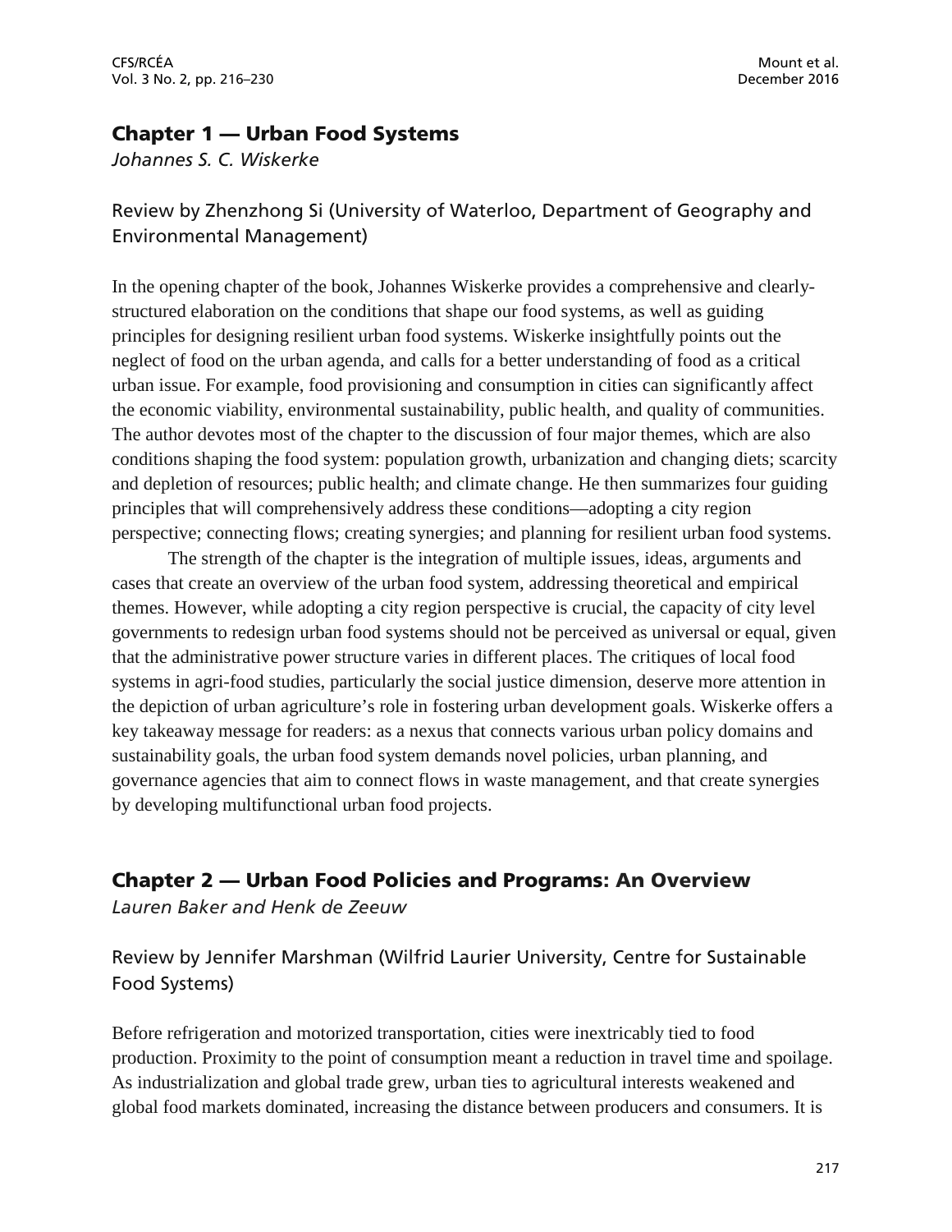## Chapter 1 — Urban Food Systems

*Johannes S. C. Wiskerke*

### Review by Zhenzhong Si (University of Waterloo, Department of Geography and Environmental Management)

In the opening chapter of the book, Johannes Wiskerke provides a comprehensive and clearly-structured elaboration on the conditions that shape our food systems, as well as guiding principles for designing resilient urban food systems. Wiskerke insightfully points out the neglect of food on the urban agenda, and calls for a better understanding of food as a critical urban issue. For example, food provisioning and consumption in cities can significantly affect the economic viability, environmental sustainability, public health, and quality of communities. The author devotes most of the chapter to the discussion of four major themes, which are also conditions shaping the food system: population growth, urbanization and changing diets; scarcity and depletion of resources; public health; and climate change. He then summarizes four guiding principles that will comprehensively address these conditions—adopting a city region perspective; connecting flows; creating synergies; and planning for resilient urban food systems.

The strength of the chapter is the integration of multiple issues, ideas, arguments and cases that create an overview of the urban food system, addressing theoretical and empirical themes. However, while adopting a city region perspective is crucial, the capacity of city level governments to redesign urban food systems should not be perceived as universal or equal, given that the administrative power structure varies in different places. The critiques of local food systems in agri-food studies, particularly the social justice dimension, deserve more attention in the depiction of urban agriculture's role in fostering urban development goals. Wiskerke offers a key takeaway message for readers: as a nexus that connects various urban policy domains and sustainability goals, the urban food system demands novel policies, urban planning, and governance agencies that aim to connect flows in waste management, and that create synergies by developing multifunctional urban food projects.

## Chapter 2 — Urban Food Policies and Programs: An Overview

*Lauren Baker and Henk de Zeeuw*

### Review by Jennifer Marshman (Wilfrid Laurier University, Centre for Sustainable Food Systems)

Before refrigeration and motorized transportation, cities were inextricably tied to food production. Proximity to the point of consumption meant a reduction in travel time and spoilage. As industrialization and global trade grew, urban ties to agricultural interests weakened and global food markets dominated, increasing the distance between producers and consumers. It is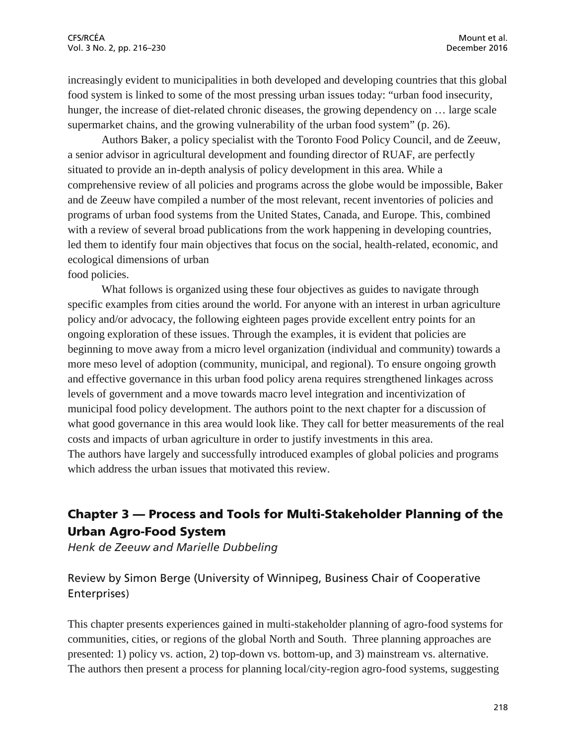increasingly evident to municipalities in both developed and developing countries that this global food system is linked to some of the most pressing urban issues today: "urban food insecurity, hunger, the increase of diet-related chronic diseases, the growing dependency on … large scale supermarket chains, and the growing vulnerability of the urban food system" (p. 26).

Authors Baker, a policy specialist with the Toronto Food Policy Council, and de Zeeuw, a senior advisor in agricultural development and founding director of RUAF, are perfectly situated to provide an in-depth analysis of policy development in this area. While a comprehensive review of all policies and programs across the globe would be impossible, Baker and de Zeeuw have compiled a number of the most relevant, recent inventories of policies and programs of urban food systems from the United States, Canada, and Europe. This, combined with a review of several broad publications from the work happening in developing countries, led them to identify four main objectives that focus on the social, health-related, economic, and ecological dimensions of urban food policies.

What follows is organized using these four objectives as guides to navigate through specific examples from cities around the world. For anyone with an interest in urban agriculture policy and/or advocacy, the following eighteen pages provide excellent entry points for an ongoing exploration of these issues. Through the examples, it is evident that policies are beginning to move away from a micro level organization (individual and community) towards a more meso level of adoption (community, municipal, and regional). To ensure ongoing growth and effective governance in this urban food policy arena requires strengthened linkages across levels of government and a move towards macro level integration and incentivization of municipal food policy development. The authors point to the next chapter for a discussion of what good governance in this area would look like. They call for better measurements of the real costs and impacts of urban agriculture in order to justify investments in this area.
The authors have largely and successfully introduced examples of global policies and programs which address the urban issues that motivated this review.

## Chapter 3 — Process and Tools for Multi-Stakeholder Planning of the Urban Agro-Food System

*Henk de Zeeuw and Marielle Dubbeling*

### Review by Simon Berge (University of Winnipeg, Business Chair of Cooperative Enterprises)

This chapter presents experiences gained in multi-stakeholder planning of agro-food systems for communities, cities, or regions of the global North and South. Three planning approaches are presented: 1) policy vs. action, 2) top-down vs. bottom-up, and 3) mainstream vs. alternative. The authors then present a process for planning local/city-region agro-food systems, suggesting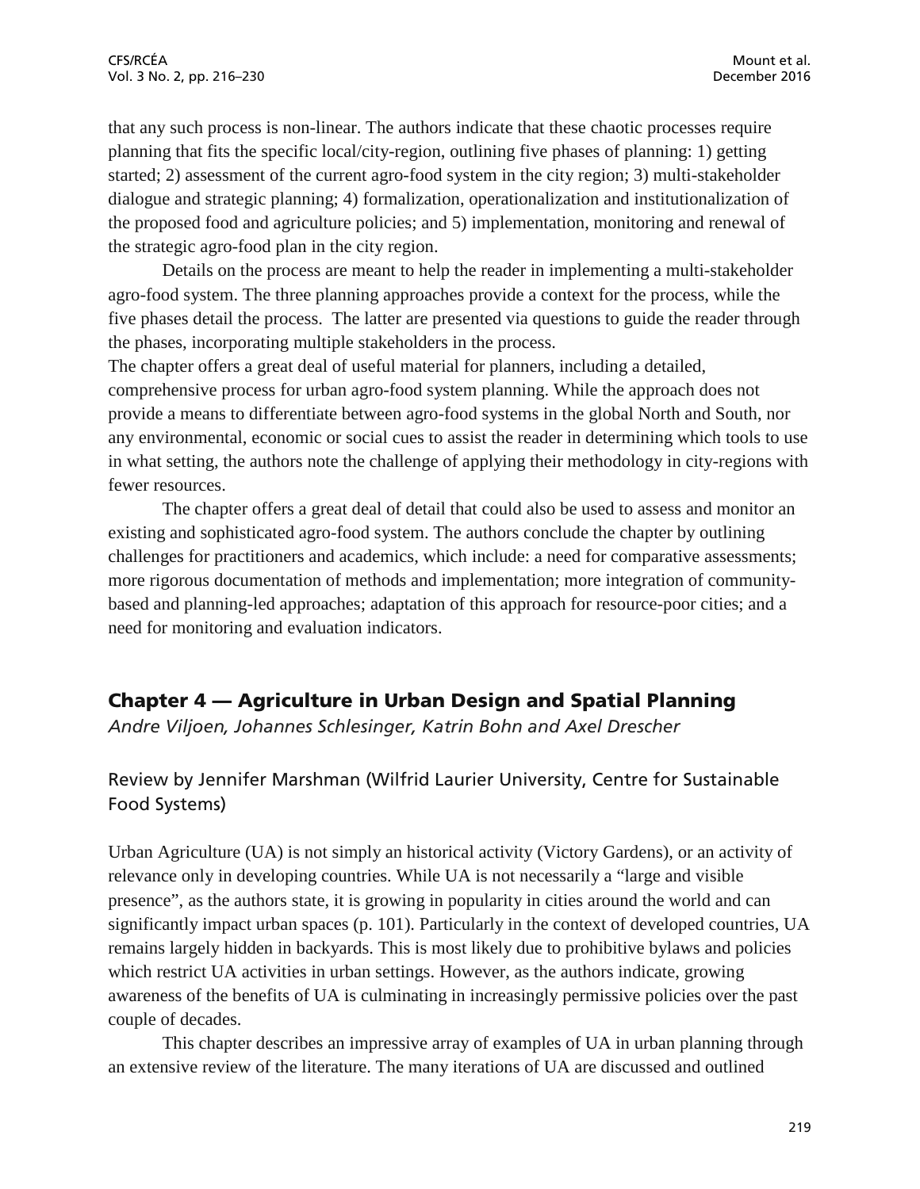that any such process is non-linear. The authors indicate that these chaotic processes require planning that fits the specific local/city-region, outlining five phases of planning: 1) getting started; 2) assessment of the current agro-food system in the city region; 3) multi-stakeholder dialogue and strategic planning; 4) formalization, operationalization and institutionalization of the proposed food and agriculture policies; and 5) implementation, monitoring and renewal of the strategic agro-food plan in the city region.

Details on the process are meant to help the reader in implementing a multi-stakeholder agro-food system. The three planning approaches provide a context for the process, while the five phases detail the process. The latter are presented via questions to guide the reader through the phases, incorporating multiple stakeholders in the process.

The chapter offers a great deal of useful material for planners, including a detailed, comprehensive process for urban agro-food system planning. While the approach does not provide a means to differentiate between agro-food systems in the global North and South, nor any environmental, economic or social cues to assist the reader in determining which tools to use in what setting, the authors note the challenge of applying their methodology in city-regions with fewer resources.

The chapter offers a great deal of detail that could also be used to assess and monitor an existing and sophisticated agro-food system. The authors conclude the chapter by outlining challenges for practitioners and academics, which include: a need for comparative assessments; more rigorous documentation of methods and implementation; more integration of community-based and planning-led approaches; adaptation of this approach for resource-poor cities; and a need for monitoring and evaluation indicators.

## Chapter 4 — Agriculture in Urban Design and Spatial Planning

*Andre Viljoen, Johannes Schlesinger, Katrin Bohn and Axel Drescher*

### Review by Jennifer Marshman (Wilfrid Laurier University, Centre for Sustainable Food Systems)

Urban Agriculture (UA) is not simply an historical activity (Victory Gardens), or an activity of relevance only in developing countries. While UA is not necessarily a "large and visible presence", as the authors state, it is growing in popularity in cities around the world and can significantly impact urban spaces (p. 101). Particularly in the context of developed countries, UA remains largely hidden in backyards. This is most likely due to prohibitive bylaws and policies which restrict UA activities in urban settings. However, as the authors indicate, growing awareness of the benefits of UA is culminating in increasingly permissive policies over the past couple of decades.

This chapter describes an impressive array of examples of UA in urban planning through an extensive review of the literature. The many iterations of UA are discussed and outlined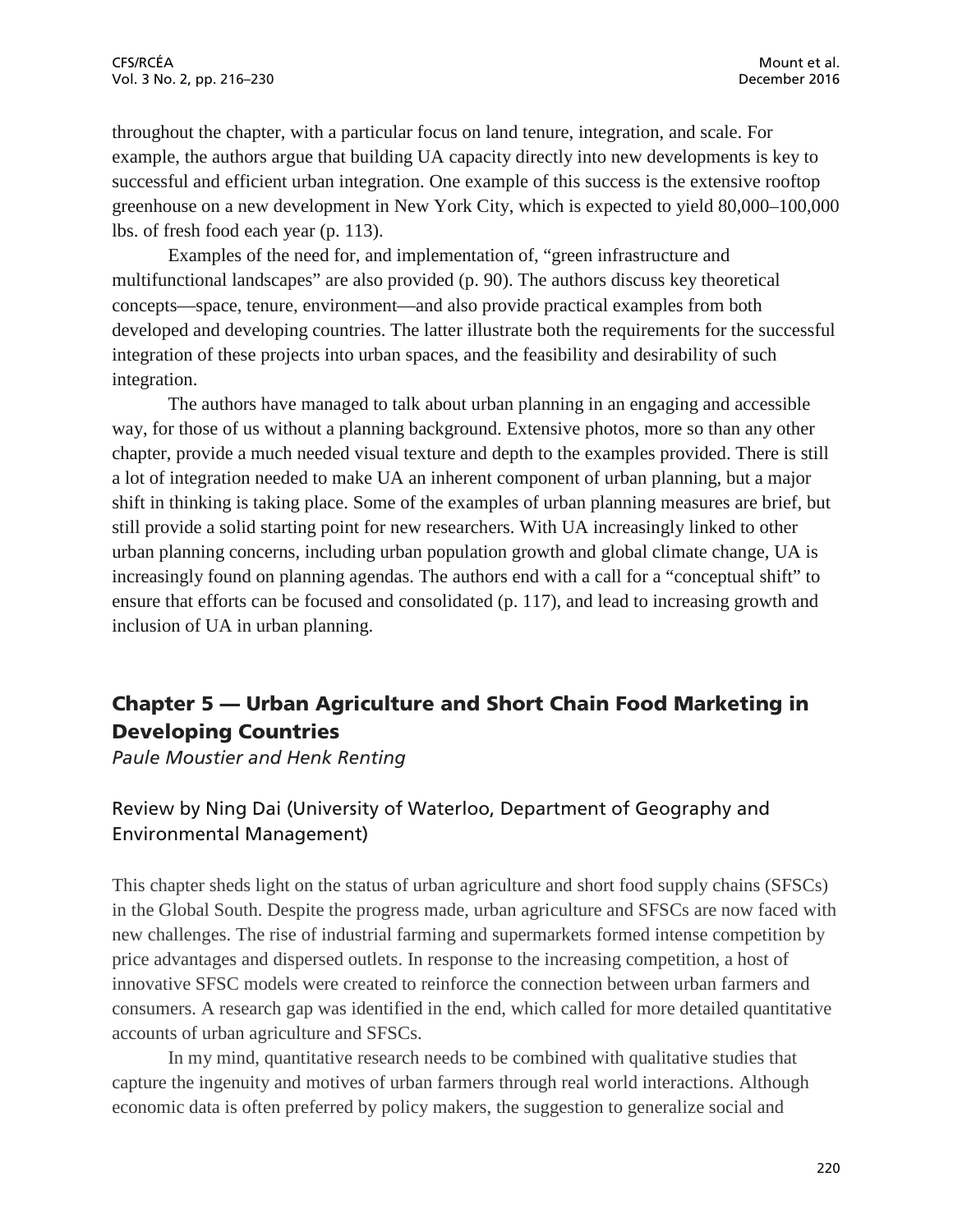throughout the chapter, with a particular focus on land tenure, integration, and scale. For example, the authors argue that building UA capacity directly into new developments is key to successful and efficient urban integration. One example of this success is the extensive rooftop greenhouse on a new development in New York City, which is expected to yield 80,000–100,000 lbs. of fresh food each year (p. 113).

Examples of the need for, and implementation of, "green infrastructure and multifunctional landscapes" are also provided (p. 90). The authors discuss key theoretical concepts—space, tenure, environment—and also provide practical examples from both developed and developing countries. The latter illustrate both the requirements for the successful integration of these projects into urban spaces, and the feasibility and desirability of such integration.

The authors have managed to talk about urban planning in an engaging and accessible way, for those of us without a planning background. Extensive photos, more so than any other chapter, provide a much needed visual texture and depth to the examples provided. There is still a lot of integration needed to make UA an inherent component of urban planning, but a major shift in thinking is taking place. Some of the examples of urban planning measures are brief, but still provide a solid starting point for new researchers. With UA increasingly linked to other urban planning concerns, including urban population growth and global climate change, UA is increasingly found on planning agendas. The authors end with a call for a "conceptual shift" to ensure that efforts can be focused and consolidated (p. 117), and lead to increasing growth and inclusion of UA in urban planning.

## Chapter 5 — Urban Agriculture and Short Chain Food Marketing in Developing Countries

*Paule Moustier and Henk Renting*

### Review by Ning Dai (University of Waterloo, Department of Geography and Environmental Management)

This chapter sheds light on the status of urban agriculture and short food supply chains (SFSCs) in the Global South. Despite the progress made, urban agriculture and SFSCs are now faced with new challenges. The rise of industrial farming and supermarkets formed intense competition by price advantages and dispersed outlets. In response to the increasing competition, a host of innovative SFSC models were created to reinforce the connection between urban farmers and consumers. A research gap was identified in the end, which called for more detailed quantitative accounts of urban agriculture and SFSCs.

In my mind, quantitative research needs to be combined with qualitative studies that capture the ingenuity and motives of urban farmers through real world interactions. Although economic data is often preferred by policy makers, the suggestion to generalize social and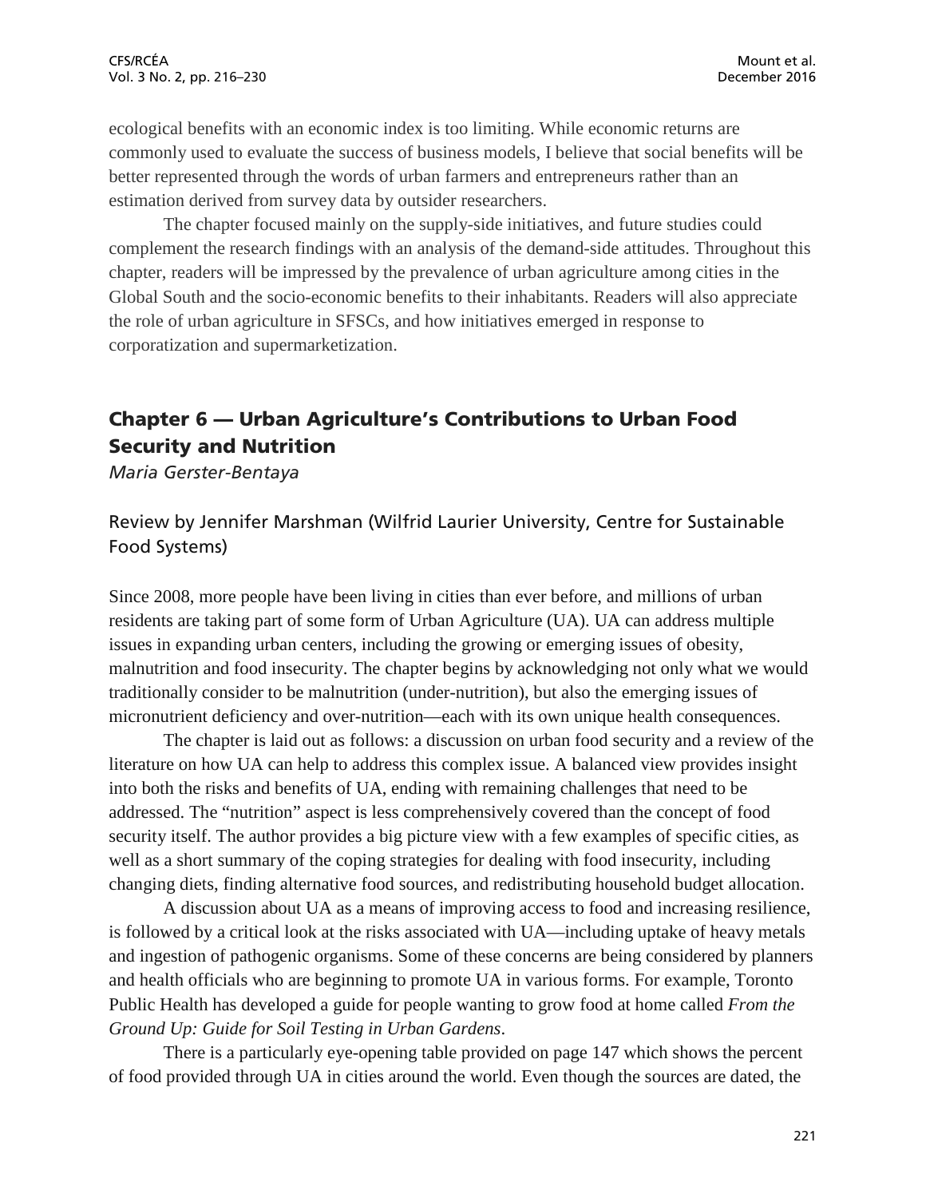ecological benefits with an economic index is too limiting. While economic returns are commonly used to evaluate the success of business models, I believe that social benefits will be better represented through the words of urban farmers and entrepreneurs rather than an estimation derived from survey data by outsider researchers.

The chapter focused mainly on the supply-side initiatives, and future studies could complement the research findings with an analysis of the demand-side attitudes. Throughout this chapter, readers will be impressed by the prevalence of urban agriculture among cities in the Global South and the socio-economic benefits to their inhabitants. Readers will also appreciate the role of urban agriculture in SFSCs, and how initiatives emerged in response to corporatization and supermarketization.

## Chapter 6 — Urban Agriculture's Contributions to Urban Food Security and Nutrition

*Maria Gerster-Bentaya*

### Review by Jennifer Marshman (Wilfrid Laurier University, Centre for Sustainable Food Systems)

Since 2008, more people have been living in cities than ever before, and millions of urban residents are taking part of some form of Urban Agriculture (UA). UA can address multiple issues in expanding urban centers, including the growing or emerging issues of obesity, malnutrition and food insecurity. The chapter begins by acknowledging not only what we would traditionally consider to be malnutrition (under-nutrition), but also the emerging issues of micronutrient deficiency and over-nutrition—each with its own unique health consequences.

The chapter is laid out as follows: a discussion on urban food security and a review of the literature on how UA can help to address this complex issue. A balanced view provides insight into both the risks and benefits of UA, ending with remaining challenges that need to be addressed. The "nutrition" aspect is less comprehensively covered than the concept of food security itself. The author provides a big picture view with a few examples of specific cities, as well as a short summary of the coping strategies for dealing with food insecurity, including changing diets, finding alternative food sources, and redistributing household budget allocation.

A discussion about UA as a means of improving access to food and increasing resilience, is followed by a critical look at the risks associated with UA—including uptake of heavy metals and ingestion of pathogenic organisms. Some of these concerns are being considered by planners and health officials who are beginning to promote UA in various forms. For example, Toronto Public Health has developed a guide for people wanting to grow food at home called *From the Ground Up: Guide for Soil Testing in Urban Gardens*.

There is a particularly eye-opening table provided on page 147 which shows the percent of food provided through UA in cities around the world. Even though the sources are dated, the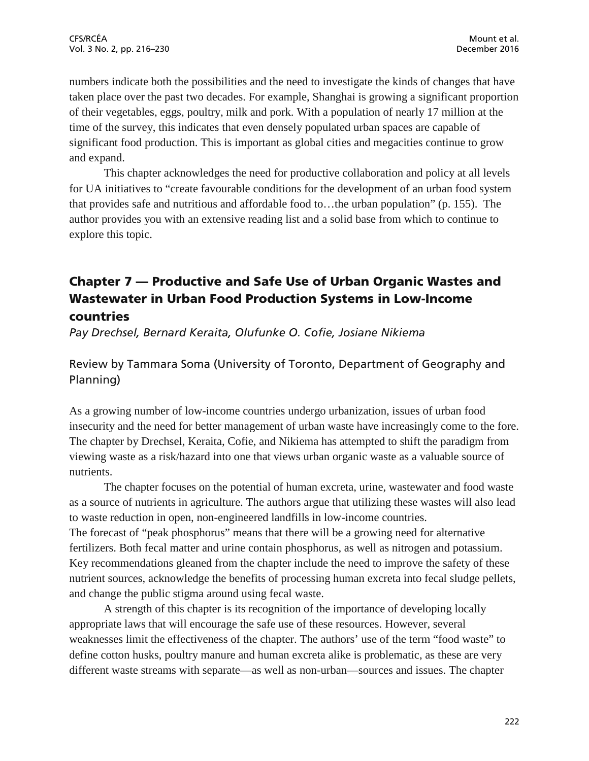numbers indicate both the possibilities and the need to investigate the kinds of changes that have taken place over the past two decades. For example, Shanghai is growing a significant proportion of their vegetables, eggs, poultry, milk and pork. With a population of nearly 17 million at the time of the survey, this indicates that even densely populated urban spaces are capable of significant food production. This is important as global cities and megacities continue to grow and expand.

This chapter acknowledges the need for productive collaboration and policy at all levels for UA initiatives to "create favourable conditions for the development of an urban food system that provides safe and nutritious and affordable food to…the urban population" (p. 155). The author provides you with an extensive reading list and a solid base from which to continue to explore this topic.

## Chapter 7 — Productive and Safe Use of Urban Organic Wastes and Wastewater in Urban Food Production Systems in Low-Income countries

*Pay Drechsel, Bernard Keraita, Olufunke O. Cofie, Josiane Nikiema*

Review by Tammara Soma (University of Toronto, Department of Geography and Planning)

As a growing number of low-income countries undergo urbanization, issues of urban food insecurity and the need for better management of urban waste have increasingly come to the fore. The chapter by Drechsel, Keraita, Cofie, and Nikiema has attempted to shift the paradigm from viewing waste as a risk/hazard into one that views urban organic waste as a valuable source of nutrients.

The chapter focuses on the potential of human excreta, urine, wastewater and food waste as a source of nutrients in agriculture. The authors argue that utilizing these wastes will also lead to waste reduction in open, non-engineered landfills in low-income countries.
The forecast of "peak phosphorus" means that there will be a growing need for alternative fertilizers. Both fecal matter and urine contain phosphorus, as well as nitrogen and potassium. Key recommendations gleaned from the chapter include the need to improve the safety of these nutrient sources, acknowledge the benefits of processing human excreta into fecal sludge pellets, and change the public stigma around using fecal waste.

A strength of this chapter is its recognition of the importance of developing locally appropriate laws that will encourage the safe use of these resources. However, several weaknesses limit the effectiveness of the chapter. The authors' use of the term "food waste" to define cotton husks, poultry manure and human excreta alike is problematic, as these are very different waste streams with separate—as well as non-urban—sources and issues. The chapter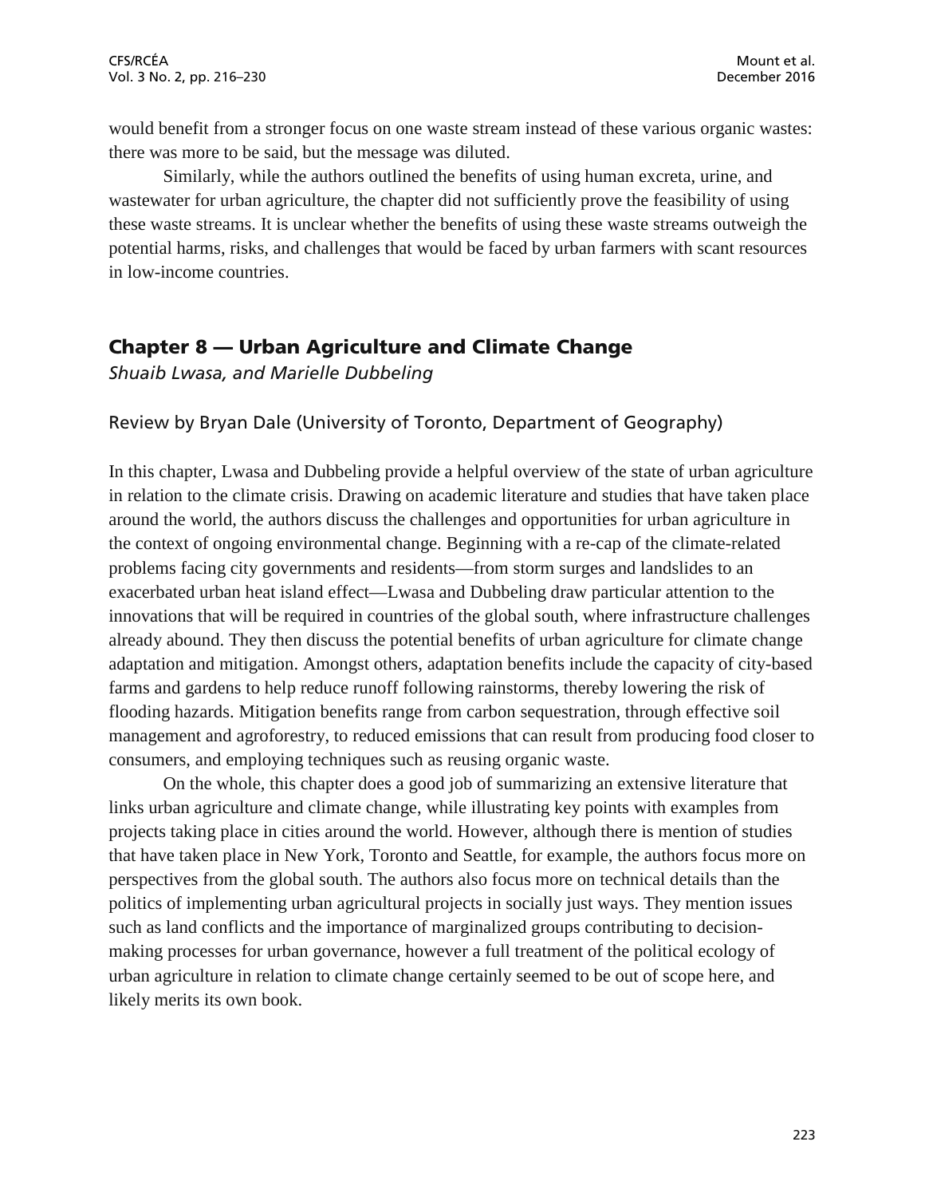would benefit from a stronger focus on one waste stream instead of these various organic wastes: there was more to be said, but the message was diluted.

Similarly, while the authors outlined the benefits of using human excreta, urine, and wastewater for urban agriculture, the chapter did not sufficiently prove the feasibility of using these waste streams. It is unclear whether the benefits of using these waste streams outweigh the potential harms, risks, and challenges that would be faced by urban farmers with scant resources in low-income countries.

## Chapter 8 — Urban Agriculture and Climate Change

*Shuaib Lwasa, and Marielle Dubbeling*

### Review by Bryan Dale (University of Toronto, Department of Geography)

In this chapter, Lwasa and Dubbeling provide a helpful overview of the state of urban agriculture in relation to the climate crisis. Drawing on academic literature and studies that have taken place around the world, the authors discuss the challenges and opportunities for urban agriculture in the context of ongoing environmental change. Beginning with a re-cap of the climate-related problems facing city governments and residents—from storm surges and landslides to an exacerbated urban heat island effect—Lwasa and Dubbeling draw particular attention to the innovations that will be required in countries of the global south, where infrastructure challenges already abound. They then discuss the potential benefits of urban agriculture for climate change adaptation and mitigation. Amongst others, adaptation benefits include the capacity of city-based farms and gardens to help reduce runoff following rainstorms, thereby lowering the risk of flooding hazards. Mitigation benefits range from carbon sequestration, through effective soil management and agroforestry, to reduced emissions that can result from producing food closer to consumers, and employing techniques such as reusing organic waste.

On the whole, this chapter does a good job of summarizing an extensive literature that links urban agriculture and climate change, while illustrating key points with examples from projects taking place in cities around the world. However, although there is mention of studies that have taken place in New York, Toronto and Seattle, for example, the authors focus more on perspectives from the global south. The authors also focus more on technical details than the politics of implementing urban agricultural projects in socially just ways. They mention issues such as land conflicts and the importance of marginalized groups contributing to decision-making processes for urban governance, however a full treatment of the political ecology of urban agriculture in relation to climate change certainly seemed to be out of scope here, and likely merits its own book.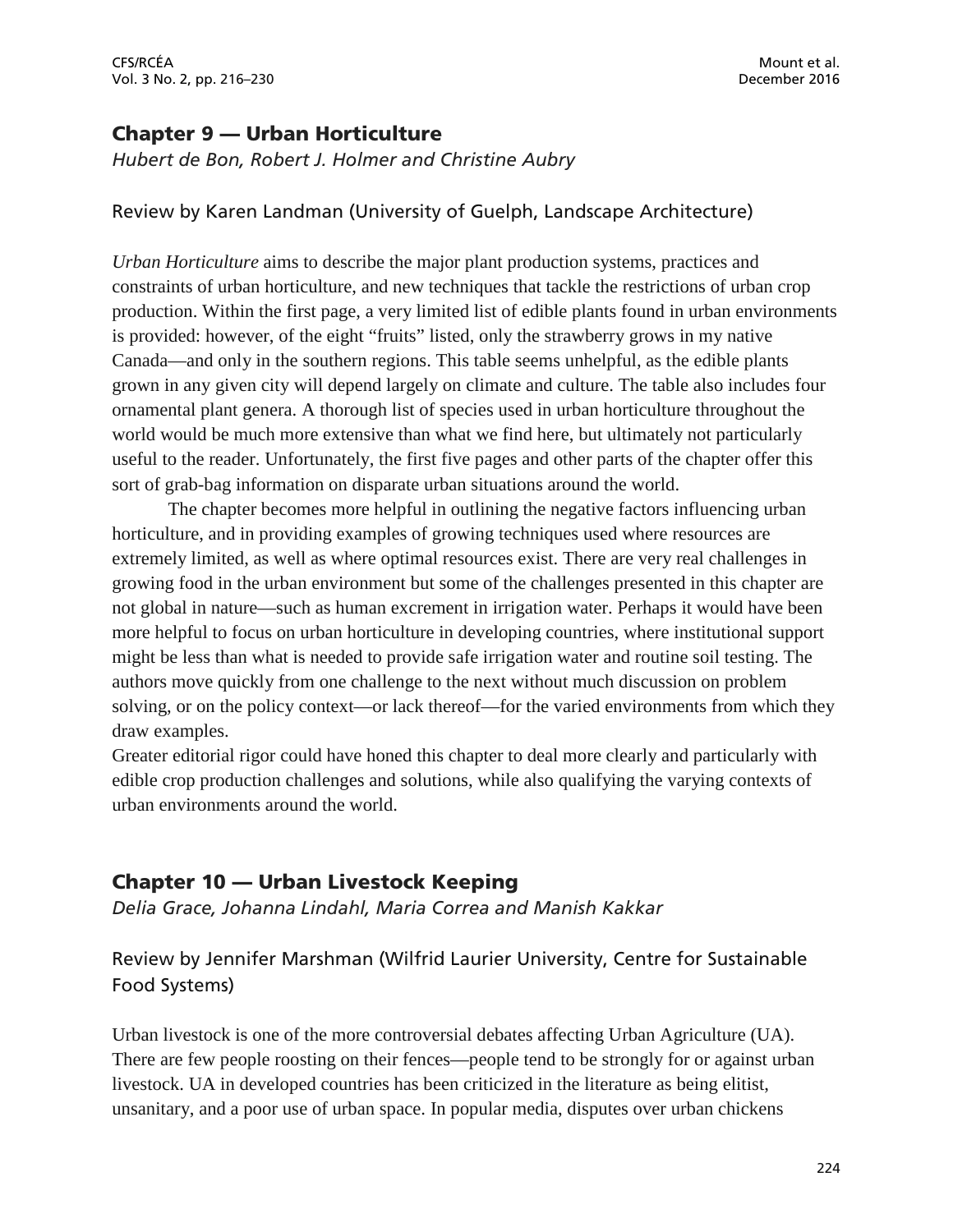## Chapter 9 — Urban Horticulture

*Hubert de Bon, Robert J. Holmer and Christine Aubry*

### Review by Karen Landman (University of Guelph, Landscape Architecture)

*Urban Horticulture* aims to describe the major plant production systems, practices and constraints of urban horticulture, and new techniques that tackle the restrictions of urban crop production. Within the first page, a very limited list of edible plants found in urban environments is provided: however, of the eight "fruits" listed, only the strawberry grows in my native Canada—and only in the southern regions. This table seems unhelpful, as the edible plants grown in any given city will depend largely on climate and culture. The table also includes four ornamental plant genera. A thorough list of species used in urban horticulture throughout the world would be much more extensive than what we find here, but ultimately not particularly useful to the reader. Unfortunately, the first five pages and other parts of the chapter offer this sort of grab-bag information on disparate urban situations around the world.

The chapter becomes more helpful in outlining the negative factors influencing urban horticulture, and in providing examples of growing techniques used where resources are extremely limited, as well as where optimal resources exist. There are very real challenges in growing food in the urban environment but some of the challenges presented in this chapter are not global in nature—such as human excrement in irrigation water. Perhaps it would have been more helpful to focus on urban horticulture in developing countries, where institutional support might be less than what is needed to provide safe irrigation water and routine soil testing. The authors move quickly from one challenge to the next without much discussion on problem solving, or on the policy context—or lack thereof—for the varied environments from which they draw examples.

Greater editorial rigor could have honed this chapter to deal more clearly and particularly with edible crop production challenges and solutions, while also qualifying the varying contexts of urban environments around the world.

## Chapter 10 — Urban Livestock Keeping

*Delia Grace, Johanna Lindahl, Maria Correa and Manish Kakkar*

### Review by Jennifer Marshman (Wilfrid Laurier University, Centre for Sustainable Food Systems)

Urban livestock is one of the more controversial debates affecting Urban Agriculture (UA). There are few people roosting on their fences—people tend to be strongly for or against urban livestock. UA in developed countries has been criticized in the literature as being elitist, unsanitary, and a poor use of urban space. In popular media, disputes over urban chickens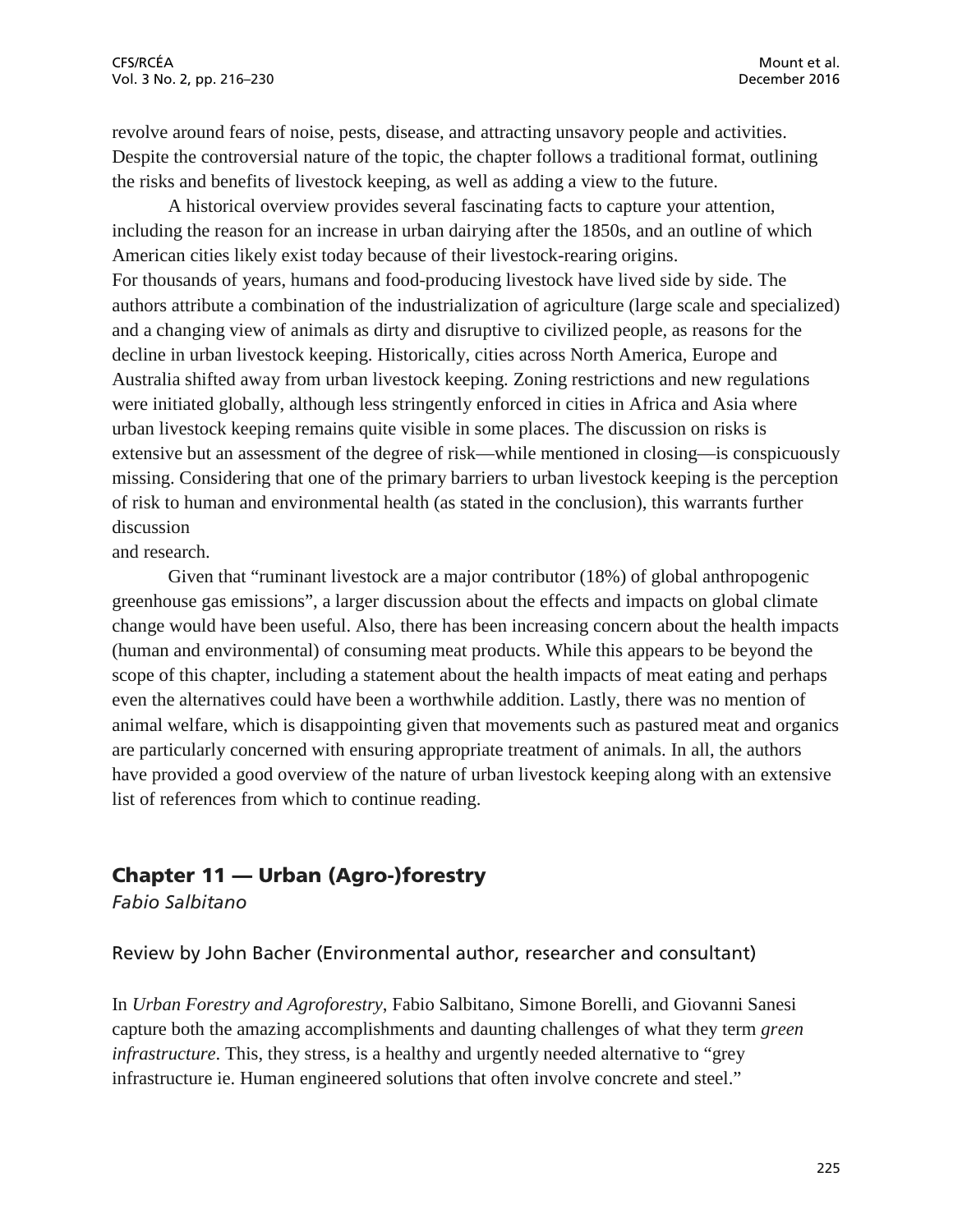revolve around fears of noise, pests, disease, and attracting unsavory people and activities. Despite the controversial nature of the topic, the chapter follows a traditional format, outlining the risks and benefits of livestock keeping, as well as adding a view to the future.

A historical overview provides several fascinating facts to capture your attention, including the reason for an increase in urban dairying after the 1850s, and an outline of which American cities likely exist today because of their livestock-rearing origins. For thousands of years, humans and food-producing livestock have lived side by side. The authors attribute a combination of the industrialization of agriculture (large scale and specialized) and a changing view of animals as dirty and disruptive to civilized people, as reasons for the decline in urban livestock keeping. Historically, cities across North America, Europe and Australia shifted away from urban livestock keeping. Zoning restrictions and new regulations were initiated globally, although less stringently enforced in cities in Africa and Asia where urban livestock keeping remains quite visible in some places. The discussion on risks is extensive but an assessment of the degree of risk—while mentioned in closing—is conspicuously missing. Considering that one of the primary barriers to urban livestock keeping is the perception of risk to human and environmental health (as stated in the conclusion), this warrants further discussion and research.

Given that "ruminant livestock are a major contributor (18%) of global anthropogenic greenhouse gas emissions", a larger discussion about the effects and impacts on global climate change would have been useful. Also, there has been increasing concern about the health impacts (human and environmental) of consuming meat products. While this appears to be beyond the scope of this chapter, including a statement about the health impacts of meat eating and perhaps even the alternatives could have been a worthwhile addition. Lastly, there was no mention of animal welfare, which is disappointing given that movements such as pastured meat and organics are particularly concerned with ensuring appropriate treatment of animals. In all, the authors have provided a good overview of the nature of urban livestock keeping along with an extensive list of references from which to continue reading.

## Chapter 11 — Urban (Agro-)forestry

*Fabio Salbitano*

Review by John Bacher (Environmental author, researcher and consultant)

In *Urban Forestry and Agroforestry*, Fabio Salbitano, Simone Borelli, and Giovanni Sanesi capture both the amazing accomplishments and daunting challenges of what they term *green infrastructure*. This, they stress, is a healthy and urgently needed alternative to "grey infrastructure ie. Human engineered solutions that often involve concrete and steel."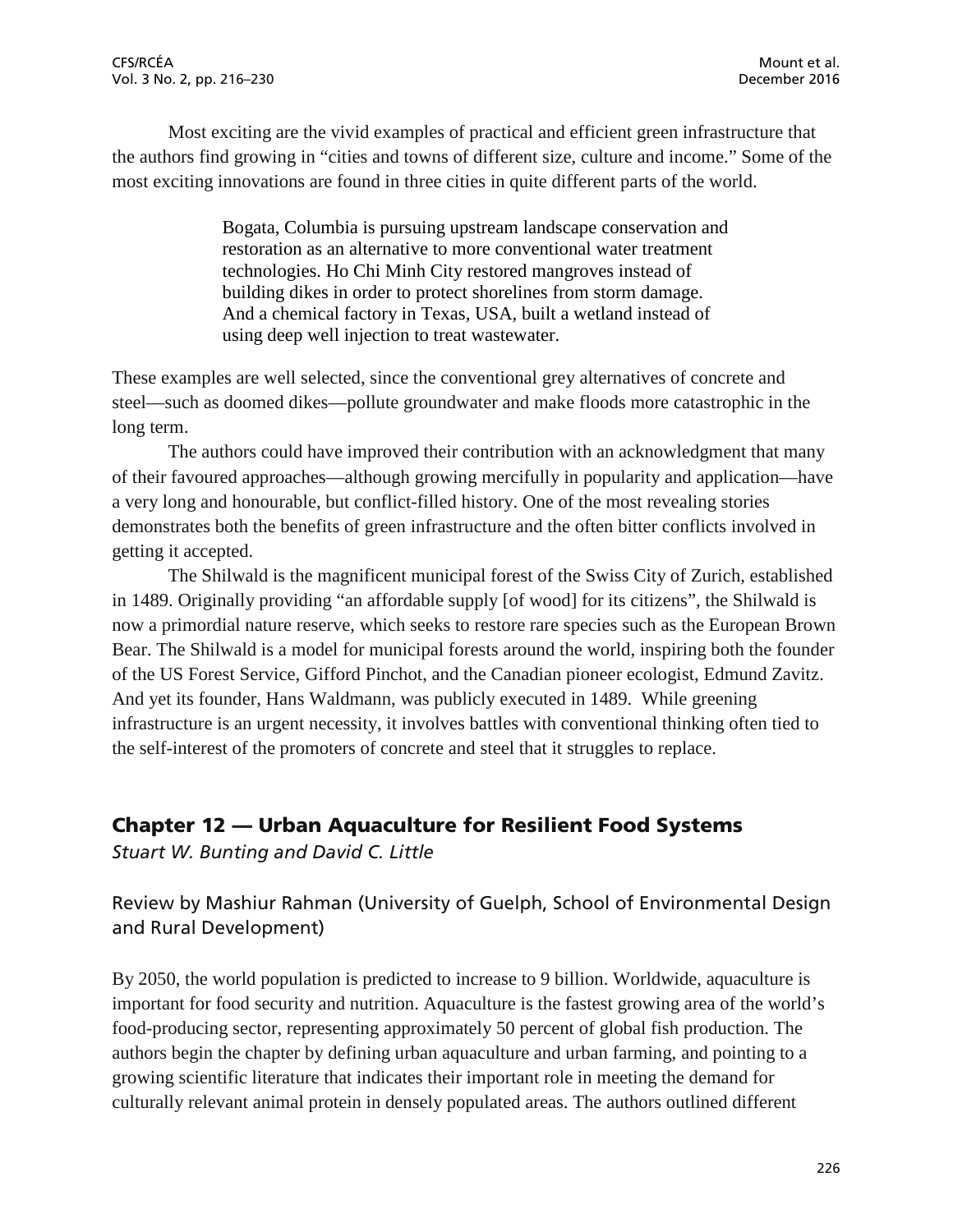Most exciting are the vivid examples of practical and efficient green infrastructure that the authors find growing in "cities and towns of different size, culture and income." Some of the most exciting innovations are found in three cities in quite different parts of the world.

> Bogata, Columbia is pursuing upstream landscape conservation and restoration as an alternative to more conventional water treatment technologies. Ho Chi Minh City restored mangroves instead of building dikes in order to protect shorelines from storm damage. And a chemical factory in Texas, USA, built a wetland instead of using deep well injection to treat wastewater.

These examples are well selected, since the conventional grey alternatives of concrete and steel—such as doomed dikes—pollute groundwater and make floods more catastrophic in the long term.

The authors could have improved their contribution with an acknowledgment that many of their favoured approaches—although growing mercifully in popularity and application—have a very long and honourable, but conflict-filled history. One of the most revealing stories demonstrates both the benefits of green infrastructure and the often bitter conflicts involved in getting it accepted.

The Shilwald is the magnificent municipal forest of the Swiss City of Zurich, established in 1489. Originally providing "an affordable supply [of wood] for its citizens", the Shilwald is now a primordial nature reserve, which seeks to restore rare species such as the European Brown Bear. The Shilwald is a model for municipal forests around the world, inspiring both the founder of the US Forest Service, Gifford Pinchot, and the Canadian pioneer ecologist, Edmund Zavitz. And yet its founder, Hans Waldmann, was publicly executed in 1489. While greening infrastructure is an urgent necessity, it involves battles with conventional thinking often tied to the self-interest of the promoters of concrete and steel that it struggles to replace.

## Chapter 12 — Urban Aquaculture for Resilient Food Systems

*Stuart W. Bunting and David C. Little*

### Review by Mashiur Rahman (University of Guelph, School of Environmental Design and Rural Development)

By 2050, the world population is predicted to increase to 9 billion. Worldwide, aquaculture is important for food security and nutrition. Aquaculture is the fastest growing area of the world's food-producing sector, representing approximately 50 percent of global fish production. The authors begin the chapter by defining urban aquaculture and urban farming, and pointing to a growing scientific literature that indicates their important role in meeting the demand for culturally relevant animal protein in densely populated areas. The authors outlined different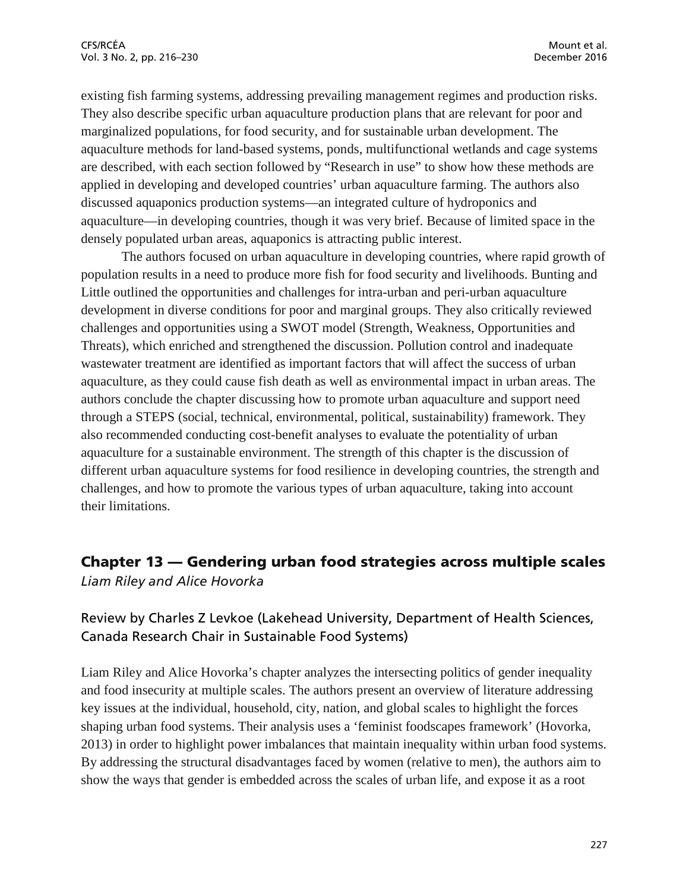existing fish farming systems, addressing prevailing management regimes and production risks. They also describe specific urban aquaculture production plans that are relevant for poor and marginalized populations, for food security, and for sustainable urban development. The aquaculture methods for land-based systems, ponds, multifunctional wetlands and cage systems are described, with each section followed by "Research in use" to show how these methods are applied in developing and developed countries' urban aquaculture farming. The authors also discussed aquaponics production systems—an integrated culture of hydroponics and aquaculture—in developing countries, though it was very brief. Because of limited space in the densely populated urban areas, aquaponics is attracting public interest.

The authors focused on urban aquaculture in developing countries, where rapid growth of population results in a need to produce more fish for food security and livelihoods. Bunting and Little outlined the opportunities and challenges for intra-urban and peri-urban aquaculture development in diverse conditions for poor and marginal groups. They also critically reviewed challenges and opportunities using a SWOT model (Strength, Weakness, Opportunities and Threats), which enriched and strengthened the discussion. Pollution control and inadequate wastewater treatment are identified as important factors that will affect the success of urban aquaculture, as they could cause fish death as well as environmental impact in urban areas. The authors conclude the chapter discussing how to promote urban aquaculture and support need through a STEPS (social, technical, environmental, political, sustainability) framework. They also recommended conducting cost-benefit analyses to evaluate the potentiality of urban aquaculture for a sustainable environment. The strength of this chapter is the discussion of different urban aquaculture systems for food resilience in developing countries, the strength and challenges, and how to promote the various types of urban aquaculture, taking into account their limitations.

## Chapter 13 — Gendering urban food strategies across multiple scales

*Liam Riley and Alice Hovorka*

### Review by Charles Z Levkoe (Lakehead University, Department of Health Sciences, Canada Research Chair in Sustainable Food Systems)

Liam Riley and Alice Hovorka's chapter analyzes the intersecting politics of gender inequality and food insecurity at multiple scales. The authors present an overview of literature addressing key issues at the individual, household, city, nation, and global scales to highlight the forces shaping urban food systems. Their analysis uses a 'feminist foodscapes framework' (Hovorka, 2013) in order to highlight power imbalances that maintain inequality within urban food systems. By addressing the structural disadvantages faced by women (relative to men), the authors aim to show the ways that gender is embedded across the scales of urban life, and expose it as a root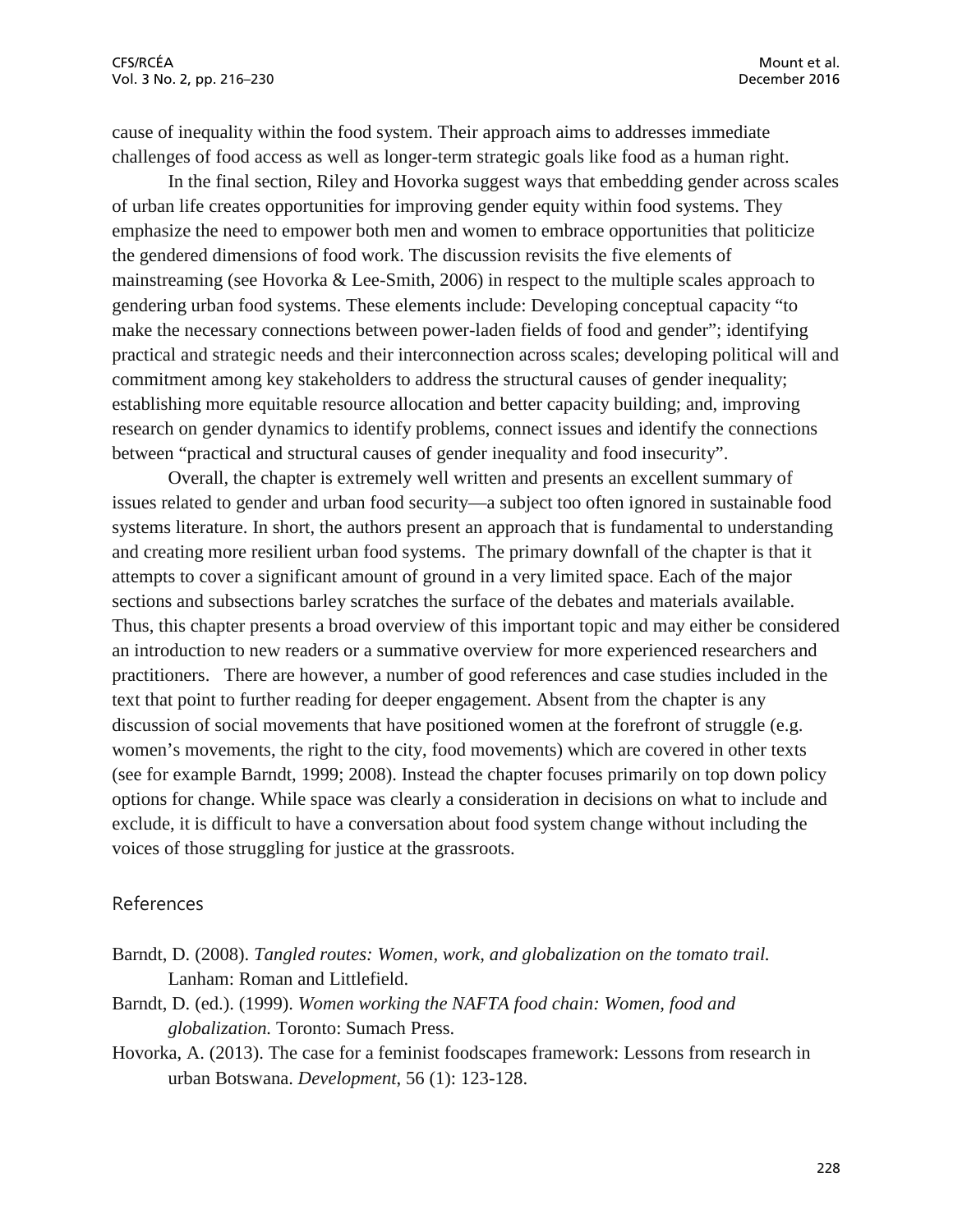cause of inequality within the food system. Their approach aims to addresses immediate challenges of food access as well as longer-term strategic goals like food as a human right.

In the final section, Riley and Hovorka suggest ways that embedding gender across scales of urban life creates opportunities for improving gender equity within food systems. They emphasize the need to empower both men and women to embrace opportunities that politicize the gendered dimensions of food work. The discussion revisits the five elements of mainstreaming (see Hovorka & Lee-Smith, 2006) in respect to the multiple scales approach to gendering urban food systems. These elements include: Developing conceptual capacity "to make the necessary connections between power-laden fields of food and gender"; identifying practical and strategic needs and their interconnection across scales; developing political will and commitment among key stakeholders to address the structural causes of gender inequality; establishing more equitable resource allocation and better capacity building; and, improving research on gender dynamics to identify problems, connect issues and identify the connections between "practical and structural causes of gender inequality and food insecurity".

Overall, the chapter is extremely well written and presents an excellent summary of issues related to gender and urban food security—a subject too often ignored in sustainable food systems literature. In short, the authors present an approach that is fundamental to understanding and creating more resilient urban food systems. The primary downfall of the chapter is that it attempts to cover a significant amount of ground in a very limited space. Each of the major sections and subsections barley scratches the surface of the debates and materials available. Thus, this chapter presents a broad overview of this important topic and may either be considered an introduction to new readers or a summative overview for more experienced researchers and practitioners. There are however, a number of good references and case studies included in the text that point to further reading for deeper engagement. Absent from the chapter is any discussion of social movements that have positioned women at the forefront of struggle (e.g. women's movements, the right to the city, food movements) which are covered in other texts (see for example Barndt, 1999; 2008). Instead the chapter focuses primarily on top down policy options for change. While space was clearly a consideration in decisions on what to include and exclude, it is difficult to have a conversation about food system change without including the voices of those struggling for justice at the grassroots.

## References

Barndt, D. (2008). *Tangled routes: Women, work, and globalization on the tomato trail.* Lanham: Roman and Littlefield.

Barndt, D. (ed.). (1999). *Women working the NAFTA food chain: Women, food and globalization.* Toronto: Sumach Press.

Hovorka, A. (2013). The case for a feminist foodscapes framework: Lessons from research in urban Botswana. *Development*, 56 (1): 123-128.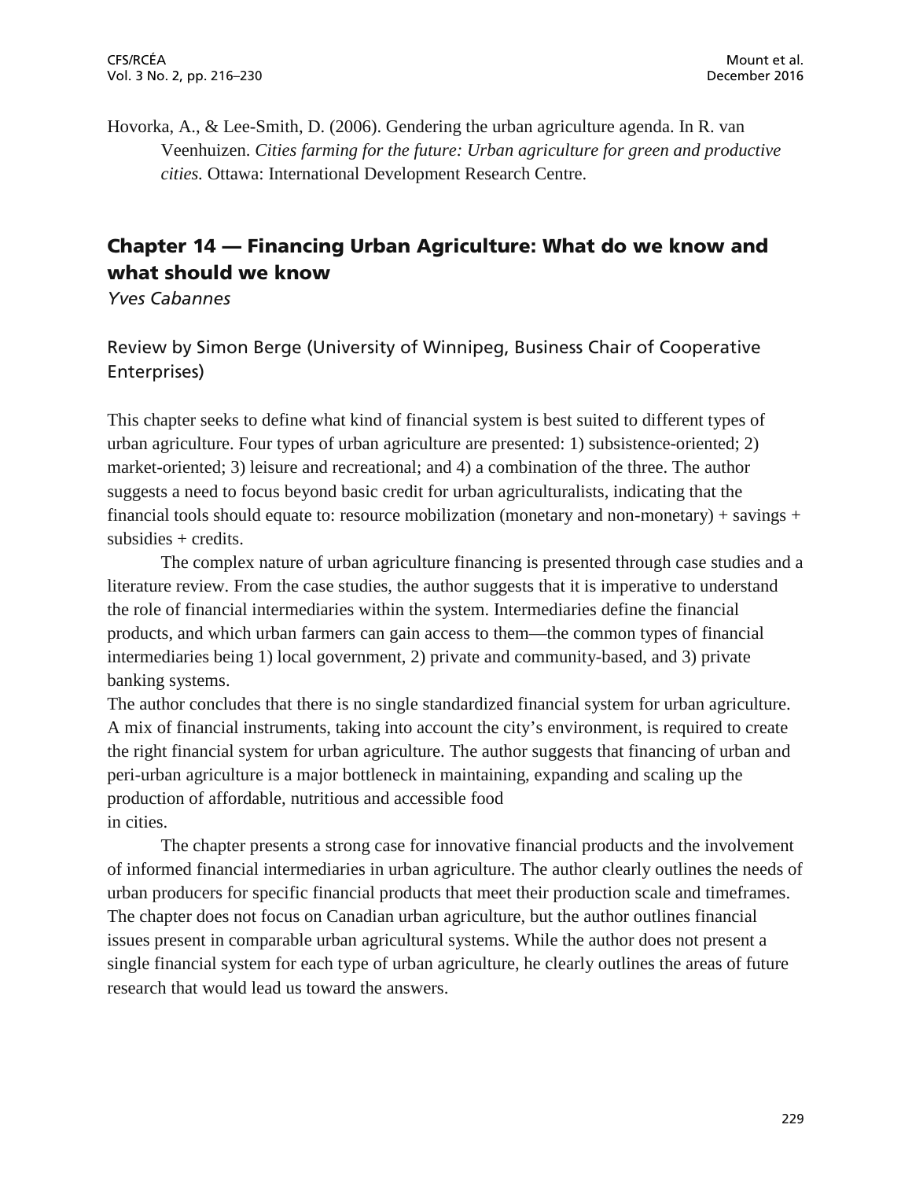Hovorka, A., & Lee-Smith, D. (2006). Gendering the urban agriculture agenda. In R. van Veenhuizen. *Cities farming for the future: Urban agriculture for green and productive cities.* Ottawa: International Development Research Centre.

## Chapter 14 — Financing Urban Agriculture: What do we know and what should we know

*Yves Cabannes*

### Review by Simon Berge (University of Winnipeg, Business Chair of Cooperative Enterprises)

This chapter seeks to define what kind of financial system is best suited to different types of urban agriculture. Four types of urban agriculture are presented: 1) subsistence-oriented; 2) market-oriented; 3) leisure and recreational; and 4) a combination of the three. The author suggests a need to focus beyond basic credit for urban agriculturalists, indicating that the financial tools should equate to: resource mobilization (monetary and non-monetary) + savings + subsidies + credits.

The complex nature of urban agriculture financing is presented through case studies and a literature review. From the case studies, the author suggests that it is imperative to understand the role of financial intermediaries within the system. Intermediaries define the financial products, and which urban farmers can gain access to them—the common types of financial intermediaries being 1) local government, 2) private and community-based, and 3) private banking systems.

The author concludes that there is no single standardized financial system for urban agriculture. A mix of financial instruments, taking into account the city's environment, is required to create the right financial system for urban agriculture. The author suggests that financing of urban and peri-urban agriculture is a major bottleneck in maintaining, expanding and scaling up the production of affordable, nutritious and accessible food in cities.

The chapter presents a strong case for innovative financial products and the involvement of informed financial intermediaries in urban agriculture. The author clearly outlines the needs of urban producers for specific financial products that meet their production scale and timeframes. The chapter does not focus on Canadian urban agriculture, but the author outlines financial issues present in comparable urban agricultural systems. While the author does not present a single financial system for each type of urban agriculture, he clearly outlines the areas of future research that would lead us toward the answers.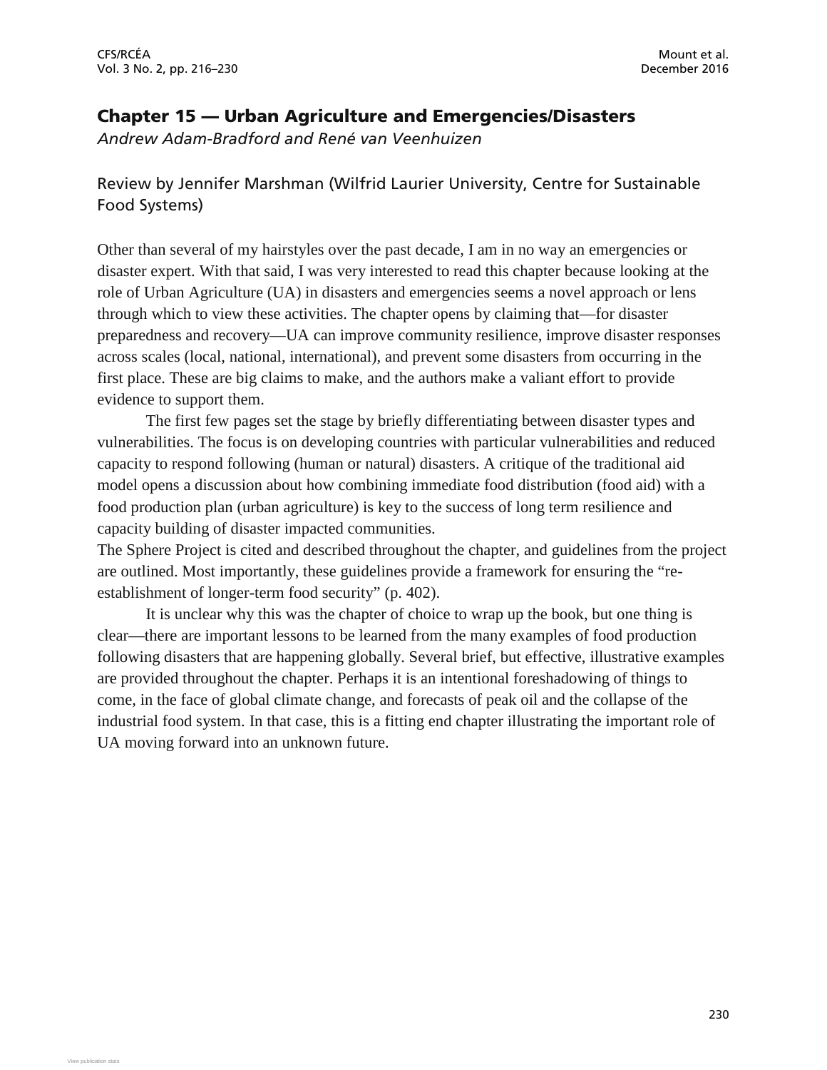## Chapter 15 — Urban Agriculture and Emergencies/Disasters

*Andrew Adam-Bradford and René van Veenhuizen*

Review by Jennifer Marshman (Wilfrid Laurier University, Centre for Sustainable Food Systems)

Other than several of my hairstyles over the past decade, I am in no way an emergencies or disaster expert. With that said, I was very interested to read this chapter because looking at the role of Urban Agriculture (UA) in disasters and emergencies seems a novel approach or lens through which to view these activities. The chapter opens by claiming that—for disaster preparedness and recovery—UA can improve community resilience, improve disaster responses across scales (local, national, international), and prevent some disasters from occurring in the first place. These are big claims to make, and the authors make a valiant effort to provide evidence to support them.

The first few pages set the stage by briefly differentiating between disaster types and vulnerabilities. The focus is on developing countries with particular vulnerabilities and reduced capacity to respond following (human or natural) disasters. A critique of the traditional aid model opens a discussion about how combining immediate food distribution (food aid) with a food production plan (urban agriculture) is key to the success of long term resilience and capacity building of disaster impacted communities.

The Sphere Project is cited and described throughout the chapter, and guidelines from the project are outlined. Most importantly, these guidelines provide a framework for ensuring the "re-establishment of longer-term food security" (p. 402).

It is unclear why this was the chapter of choice to wrap up the book, but one thing is clear—there are important lessons to be learned from the many examples of food production following disasters that are happening globally. Several brief, but effective, illustrative examples are provided throughout the chapter. Perhaps it is an intentional foreshadowing of things to come, in the face of global climate change, and forecasts of peak oil and the collapse of the industrial food system. In that case, this is a fitting end chapter illustrating the important role of UA moving forward into an unknown future.